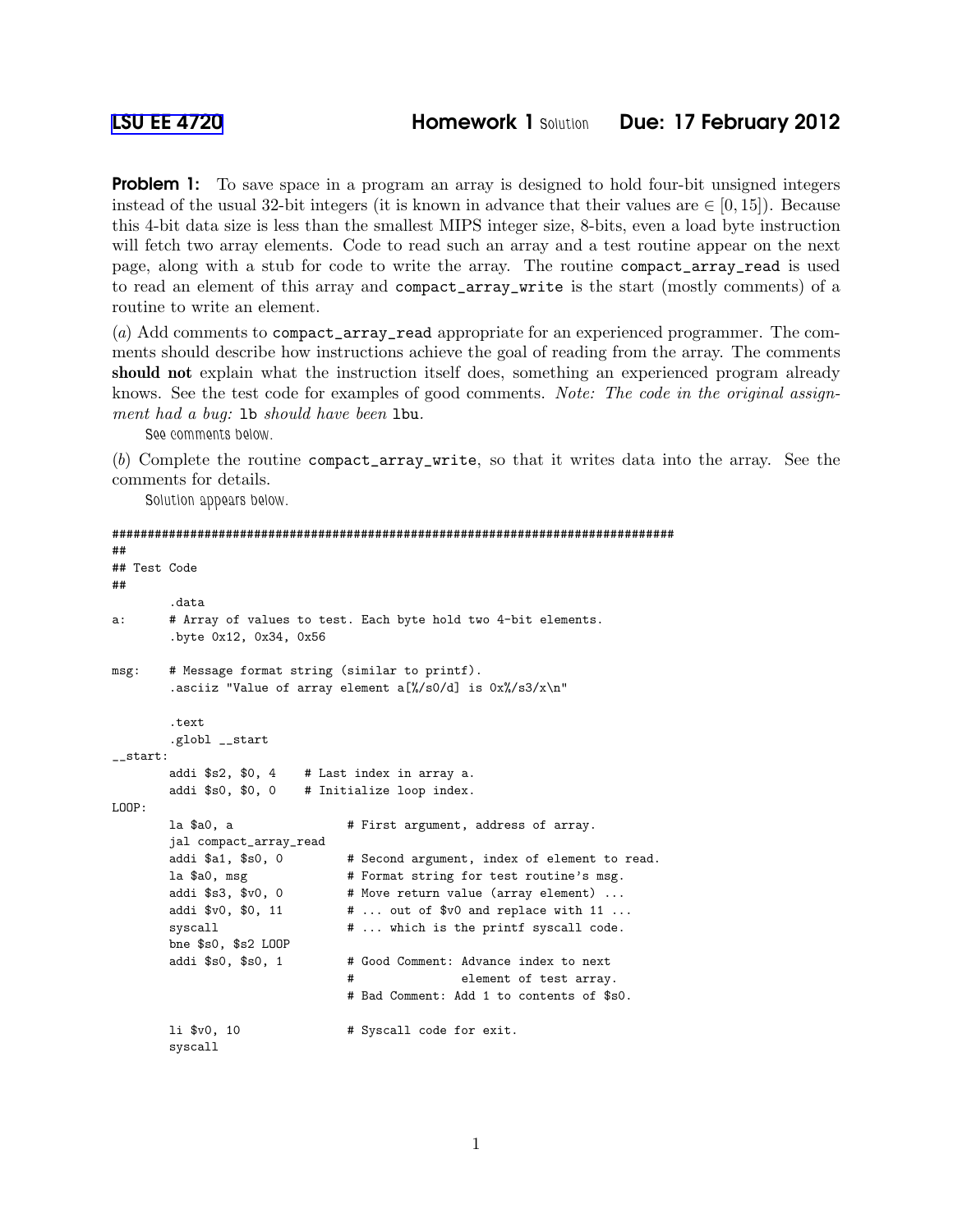LSU EE 4720 **Homework 1** Solution **Due: 17 February 2012**

**Problem 1:** To save space in a program an array is designed to hold four-bit unsigned integers instead of the usual 32-bit integers (it is known in advance that their values are $\in [0, 15]$). Because this 4-bit data size is less than the smallest MIPS integer size, 8-bits, even a load byte instruction will fetch two array elements. Code to read such an array and a test routine appear on the next page, along with a stub for code to write the array. The routine `compact_array_read` is used to read an element of this array and `compact_array_write` is the start (mostly comments) of a routine to write an element.

(*a*) Add comments to `compact_array_read` appropriate for an experienced programmer. The comments should describe how instructions achieve the goal of reading from the array. The comments **should not** explain what the instruction itself does, something an experienced program already knows. See the test code for examples of good comments. *Note: The code in the original assignment had a bug:* `lb` *should have been* `lbu`*.*

See comments below.

(*b*) Complete the routine `compact_array_write`, so that it writes data into the array. See the comments for details.

Solution appears below.

```
################################################################################
##
## Test Code
##
        .data
a:      # Array of values to test. Each byte hold two 4-bit elements.
        .byte 0x12, 0x34, 0x56

msg:    # Message format string (similar to printf).
        .asciiz "Value of array element a[%/s0/d] is 0x%/s3/x\n"

        .text
        .globl __start
__start:
        addi $s2, $0, 4    # Last index in array a.
        addi $s0, $0, 0    # Initialize loop index.
LOOP:
        la $a0, a               # First argument, address of array.
        jal compact_array_read
        addi $a1, $s0, 0        # Second argument, index of element to read.
        la $a0, msg             # Format string for test routine's msg.
        addi $s3, $v0, 0        # Move return value (array element) ...
        addi $v0, $0, 11        # ... out of $v0 and replace with 11 ...
        syscall                 # ... which is the printf syscall code.
        bne $s0, $s2 LOOP
        addi $s0, $s0, 1        # Good Comment: Advance index to next
                                #               element of test array.
                                # Bad Comment: Add 1 to contents of $s0.

        li $v0, 10              # Syscall code for exit.
        syscall
```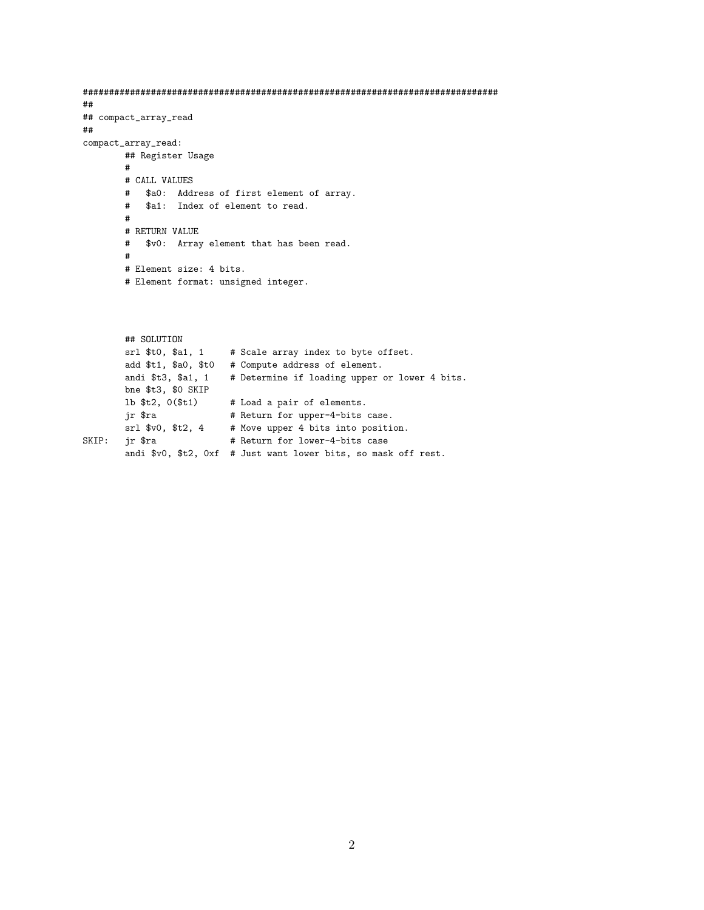```
################################################################################
##
## compact_array_read
##
compact_array_read:
        ## Register Usage
        #
        # CALL VALUES
        #   $a0:  Address of first element of array.
        #   $a1:  Index of element to read.
        #
        # RETURN VALUE
        #   $v0:  Array element that has been read.
        #
        # Element size: 4 bits.
        # Element format: unsigned integer.



        ## SOLUTION
        srl $t0, $a1, 1     # Scale array index to byte offset.
        add $t1, $a0, $t0   # Compute address of element.
        andi $t3, $a1, 1    # Determine if loading upper or lower 4 bits.
        bne $t3, $0 SKIP
        lb $t2, 0($t1)      # Load a pair of elements.
        jr $ra              # Return for upper-4-bits case.
        srl $v0, $t2, 4     # Move upper 4 bits into position.
SKIP:   jr $ra              # Return for lower-4-bits case
        andi $v0, $t2, 0xf  # Just want lower bits, so mask off rest.
```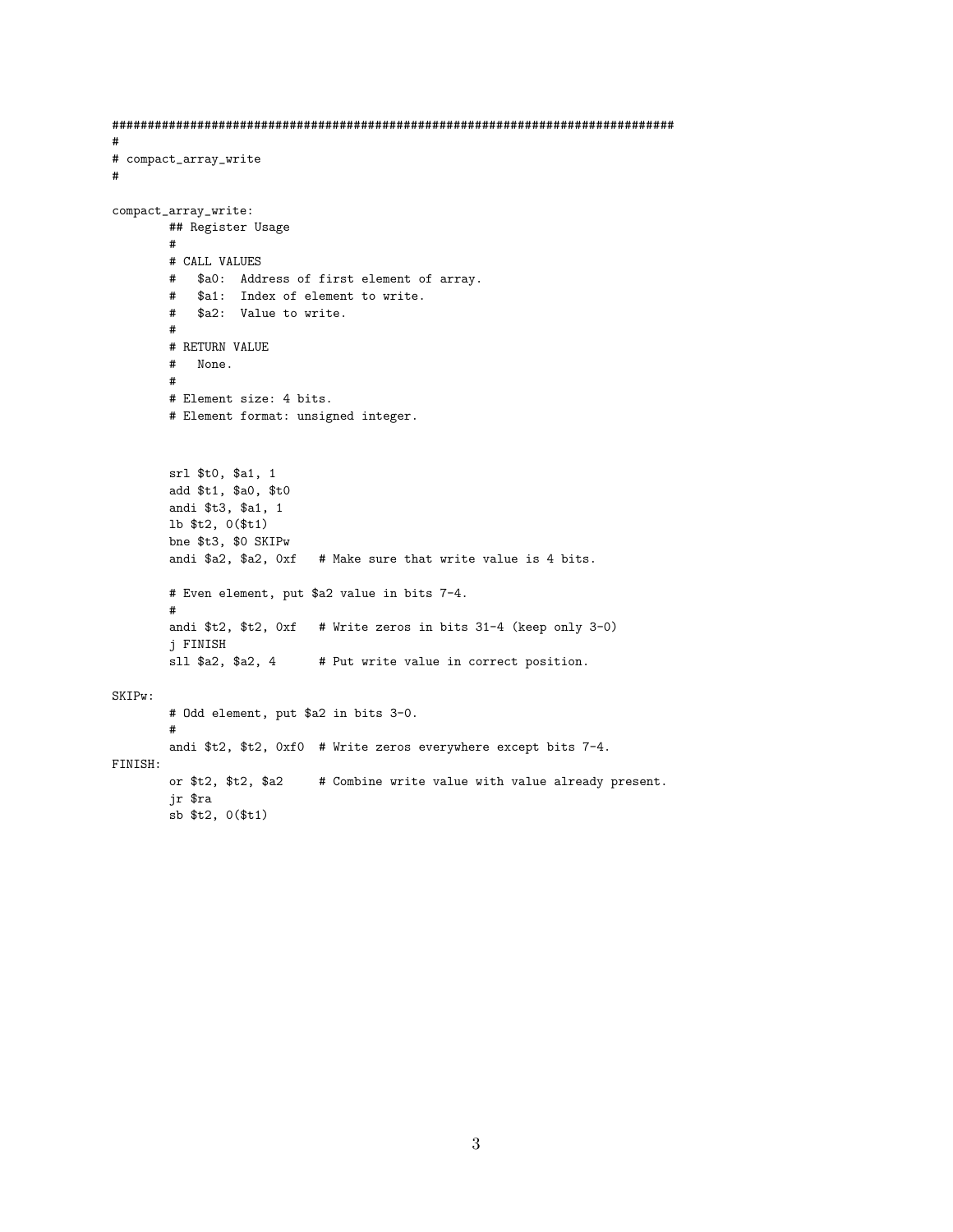```
################################################################################
#
# compact_array_write
#

compact_array_write:
        ## Register Usage
        #
        # CALL VALUES
        #   $a0:  Address of first element of array.
        #   $a1:  Index of element to write.
        #   $a2:  Value to write.
        #
        # RETURN VALUE
        #   None.
        #
        # Element size: 4 bits.
        # Element format: unsigned integer.


        srl $t0, $a1, 1
        add $t1, $a0, $t0
        andi $t3, $a1, 1
        lb $t2, 0($t1)
        bne $t3, $0 SKIPw
        andi $a2, $a2, 0xf   # Make sure that write value is 4 bits.

        # Even element, put $a2 value in bits 7-4.
        #
        andi $t2, $t2, 0xf   # Write zeros in bits 31-4 (keep only 3-0)
        j FINISH
        sll $a2, $a2, 4      # Put write value in correct position.

SKIPw:
        # Odd element, put $a2 in bits 3-0.
        #
        andi $t2, $t2, 0xf0  # Write zeros everywhere except bits 7-4.
FINISH:
        or $t2, $t2, $a2     # Combine write value with value already present.
        jr $ra
        sb $t2, 0($t1)
```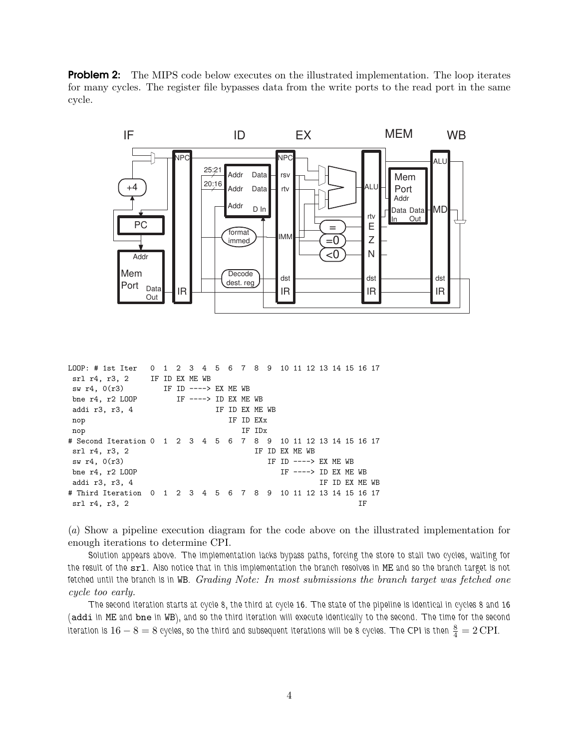**Problem 2:** The MIPS code below executes on the illustrated implementation. The loop iterates for many cycles. The register file bypasses data from the write ports to the read port in the same cycle.

IF

ID

EX

MEM

WB

NPC

NPC

ALU

25:21

Addr

Data

rsv

Mem

20:16

Addr

Data

rtv

ALU

Port

+4

Addr

Addr

D In

rtv

Data In

Data Out

MD

PC

format immed

IMM

=

E

=0

Z

<0

N

Addr

Mem Port

Data Out

IR

Decode dest. reg

dst

dst

dst

IR

IR

IR

```
LOOP: # 1st Iter   0  1  2  3  4  5  6  7  8  9  10 11 12 13 14 15 16 17
 srl r4, r3, 2     IF ID EX ME WB
 sw r4, 0(r3)         IF ID ----> EX ME WB
 bne r4, r2 LOOP         IF ----> ID EX ME WB
 addi r3, r3, 4                   IF ID EX ME WB
 nop                                 IF ID EXx
 nop                                    IF IDx
# Second Iteration 0  1  2  3  4  5  6  7  8  9  10 11 12 13 14 15 16 17
 srl r4, r3, 2                                 IF ID EX ME WB
 sw r4, 0(r3)                                     IF ID ----> EX ME WB
 bne r4, r2 LOOP                                     IF ----> ID EX ME WB
 addi r3, r3, 4                                               IF ID EX ME WB
# Third Iteration  0  1  2  3  4  5  6  7  8  9  10 11 12 13 14 15 16 17
 srl r4, r3, 2                                                      IF
```

(*a*) Show a pipeline execution diagram for the code above on the illustrated implementation for enough iterations to determine CPI.

Solution appears above. The implementation lacks bypass paths, forcing the store to stall two cycles, waiting for the result of the `srl`. Also notice that in this implementation the branch resolves in ME and so the branch target is not fetched until the branch is in WB. *Grading Note: In most submissions the branch target was fetched one cycle too early.*

The second iteration starts at cycle 8, the third at cycle 16. The state of the pipeline is identical in cycles 8 and 16 (`addi` in ME and `bne` in WB), and so the third iteration will execute identically to the second. The time for the second iteration is $16 - 8 = 8$ cycles, so the third and subsequent iterations will be 8 cycles. The CPI is then $\frac{8}{4} = 2\,\text{CPI}$.